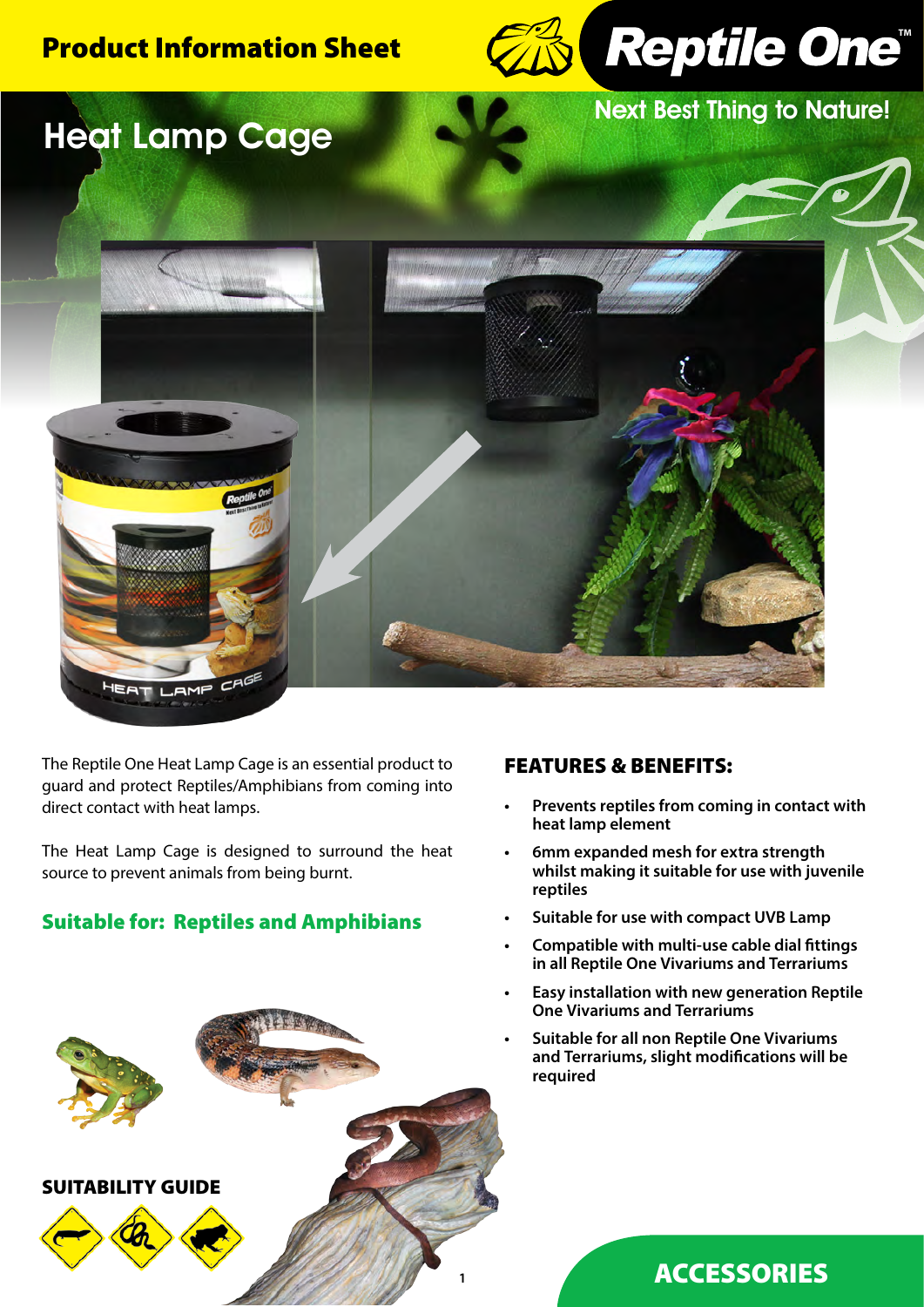# Product Information Sheet

Reptile One™

Next Best Thing to Nature!

## Heat Lamp Cage

The Reptile One Heat Lamp Cage is an essential product to guard and protect Reptiles/Amphibians from coming into direct contact with heat lamps.

The Heat Lamp Cage is designed to surround the heat source to prevent animals from being burnt.

### Suitable for: Reptiles and Amphibians

### SUITABILITY GUIDE

## FEATURES & BENEFITS:

- **Prevents reptiles from coming in contact with heat lamp element**
- **6mm expanded mesh for extra strength whilst making it suitable for use with juvenile reptiles**
- **Suitable for use with compact UVB Lamp**
- **Compatible with multi-use cable dial fittings in all Reptile One Vivariums and Terrariums**
- **Easy installation with new generation Reptile One Vivariums and Terrariums**
- **Suitable for all non Reptile One Vivariums and Terrariums, slight modifications will be required**

ACCESSORIES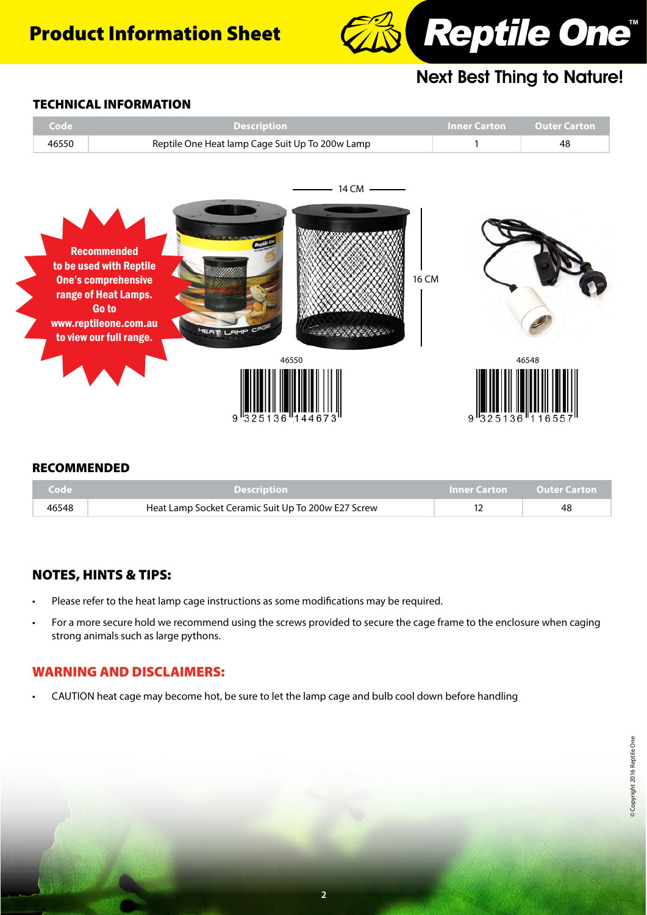# Product Information Sheet

**Reptile One™**

**Next Best Thing to Nature!**

## TECHNICAL INFORMATION

| Code | Description | Inner Carton | Outer Carton |
|---|---|---|---|
| 46550 | Reptile One Heat lamp Cage Suit Up To 200w Lamp | 1 | 48 |

Recommended to be used with Reptile One's comprehensive range of Heat Lamps. Go to www.reptileone.com.au to view our full range.

14 CM

16 CM

46550

9 325136 144673

46548

9 325136 116557

## RECOMMENDED

| Code | Description | Inner Carton | Outer Carton |
|---|---|---|---|
| 46548 | Heat Lamp Socket Ceramic Suit Up To 200w E27 Screw | 12 | 48 |

## NOTES, HINTS & TIPS:

- Please refer to the heat lamp cage instructions as some modifications may be required.
- For a more secure hold we recommend using the screws provided to secure the cage frame to the enclosure when caging strong animals such as large pythons.

## WARNING AND DISCLAIMERS:

- CAUTION heat cage may become hot, be sure to let the lamp cage and bulb cool down before handling

© Copyright 2016 Reptile One